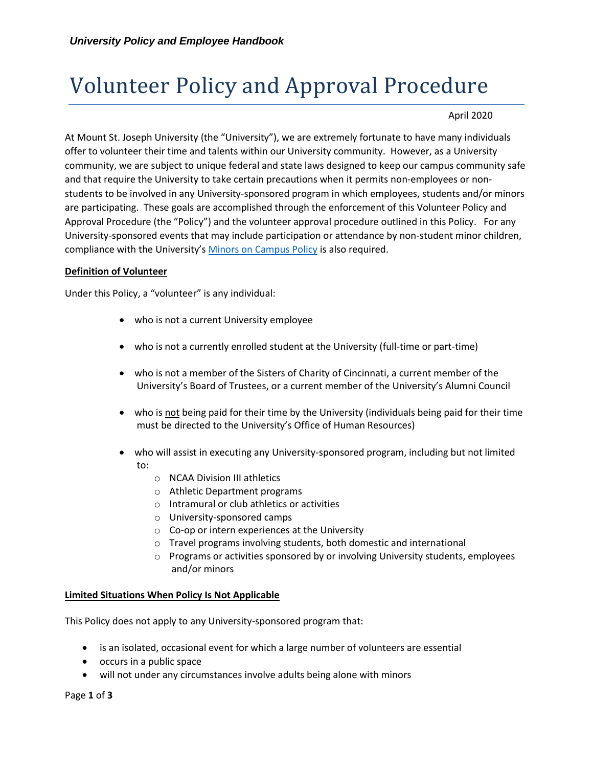# Volunteer Policy and Approval Procedure

April 2020

At Mount St. Joseph University (the "University"), we are extremely fortunate to have many individuals offer to volunteer their time and talents within our University community. However, as a University community, we are subject to unique federal and state laws designed to keep our campus community safe and that require the University to take certain precautions when it permits non-employees or non-students to be involved in any University-sponsored program in which employees, students and/or minors are participating. These goals are accomplished through the enforcement of this Volunteer Policy and Approval Procedure (the "Policy") and the volunteer approval procedure outlined in this Policy. For any University-sponsored events that may include participation or attendance by non-student minor children, compliance with the University's [Minors on Campus Policy] is also required.

**Definition of Volunteer**

Under this Policy, a "volunteer" is any individual:

- who is not a current University employee
- who is not a currently enrolled student at the University (full-time or part-time)
- who is not a member of the Sisters of Charity of Cincinnati, a current member of the University's Board of Trustees, or a current member of the University's Alumni Council
- who is not being paid for their time by the University (individuals being paid for their time must be directed to the University's Office of Human Resources)
- who will assist in executing any University-sponsored program, including but not limited to:
  - NCAA Division III athletics
  - Athletic Department programs
  - Intramural or club athletics or activities
  - University-sponsored camps
  - Co-op or intern experiences at the University
  - Travel programs involving students, both domestic and international
  - Programs or activities sponsored by or involving University students, employees and/or minors

**Limited Situations When Policy Is Not Applicable**

This Policy does not apply to any University-sponsored program that:

- is an isolated, occasional event for which a large number of volunteers are essential
- occurs in a public space
- will not under any circumstances involve adults being alone with minors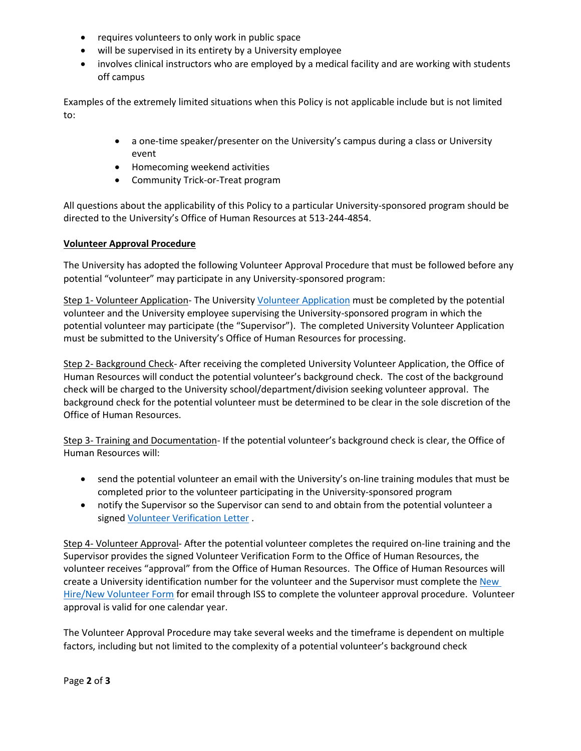- requires volunteers to only work in public space
- will be supervised in its entirety by a University employee
- involves clinical instructors who are employed by a medical facility and are working with students off campus

Examples of the extremely limited situations when this Policy is not applicable include but is not limited to:

- a one-time speaker/presenter on the University's campus during a class or University event
- Homecoming weekend activities
- Community Trick-or-Treat program

All questions about the applicability of this Policy to a particular University-sponsored program should be directed to the University's Office of Human Resources at 513-244-4854.

**Volunteer Approval Procedure**

The University has adopted the following Volunteer Approval Procedure that must be followed before any potential "volunteer" may participate in any University-sponsored program:

Step 1- Volunteer Application- The University Volunteer Application must be completed by the potential volunteer and the University employee supervising the University-sponsored program in which the potential volunteer may participate (the "Supervisor"). The completed University Volunteer Application must be submitted to the University's Office of Human Resources for processing.

Step 2- Background Check- After receiving the completed University Volunteer Application, the Office of Human Resources will conduct the potential volunteer's background check. The cost of the background check will be charged to the University school/department/division seeking volunteer approval. The background check for the potential volunteer must be determined to be clear in the sole discretion of the Office of Human Resources.

Step 3- Training and Documentation- If the potential volunteer's background check is clear, the Office of Human Resources will:

- send the potential volunteer an email with the University's on-line training modules that must be completed prior to the volunteer participating in the University-sponsored program
- notify the Supervisor so the Supervisor can send to and obtain from the potential volunteer a signed Volunteer Verification Letter .

Step 4- Volunteer Approval- After the potential volunteer completes the required on-line training and the Supervisor provides the signed Volunteer Verification Form to the Office of Human Resources, the volunteer receives "approval" from the Office of Human Resources. The Office of Human Resources will create a University identification number for the volunteer and the Supervisor must complete the New Hire/New Volunteer Form for email through ISS to complete the volunteer approval procedure. Volunteer approval is valid for one calendar year.

The Volunteer Approval Procedure may take several weeks and the timeframe is dependent on multiple factors, including but not limited to the complexity of a potential volunteer's background check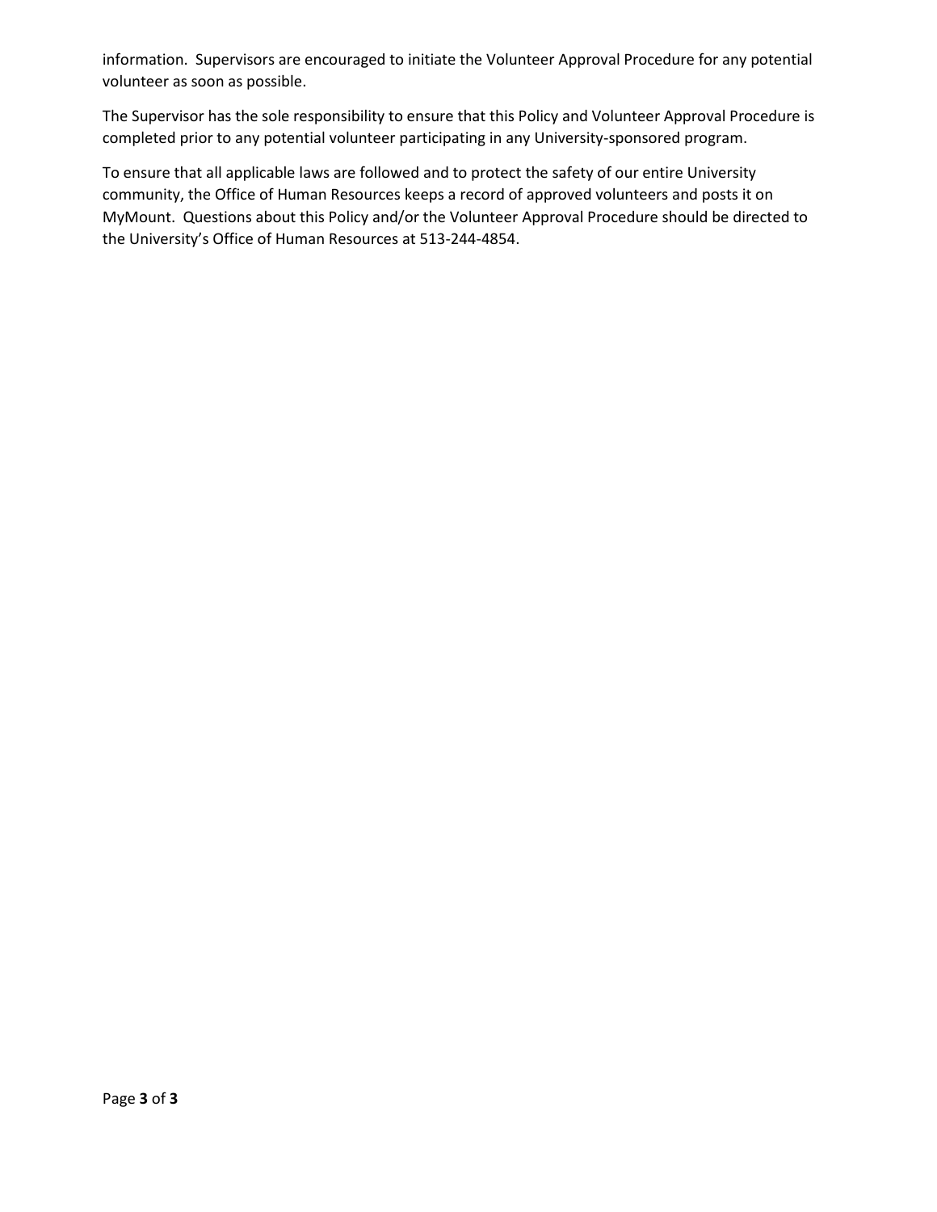information. Supervisors are encouraged to initiate the Volunteer Approval Procedure for any potential volunteer as soon as possible.

The Supervisor has the sole responsibility to ensure that this Policy and Volunteer Approval Procedure is completed prior to any potential volunteer participating in any University-sponsored program.

To ensure that all applicable laws are followed and to protect the safety of our entire University community, the Office of Human Resources keeps a record of approved volunteers and posts it on MyMount. Questions about this Policy and/or the Volunteer Approval Procedure should be directed to the University's Office of Human Resources at 513-244-4854.